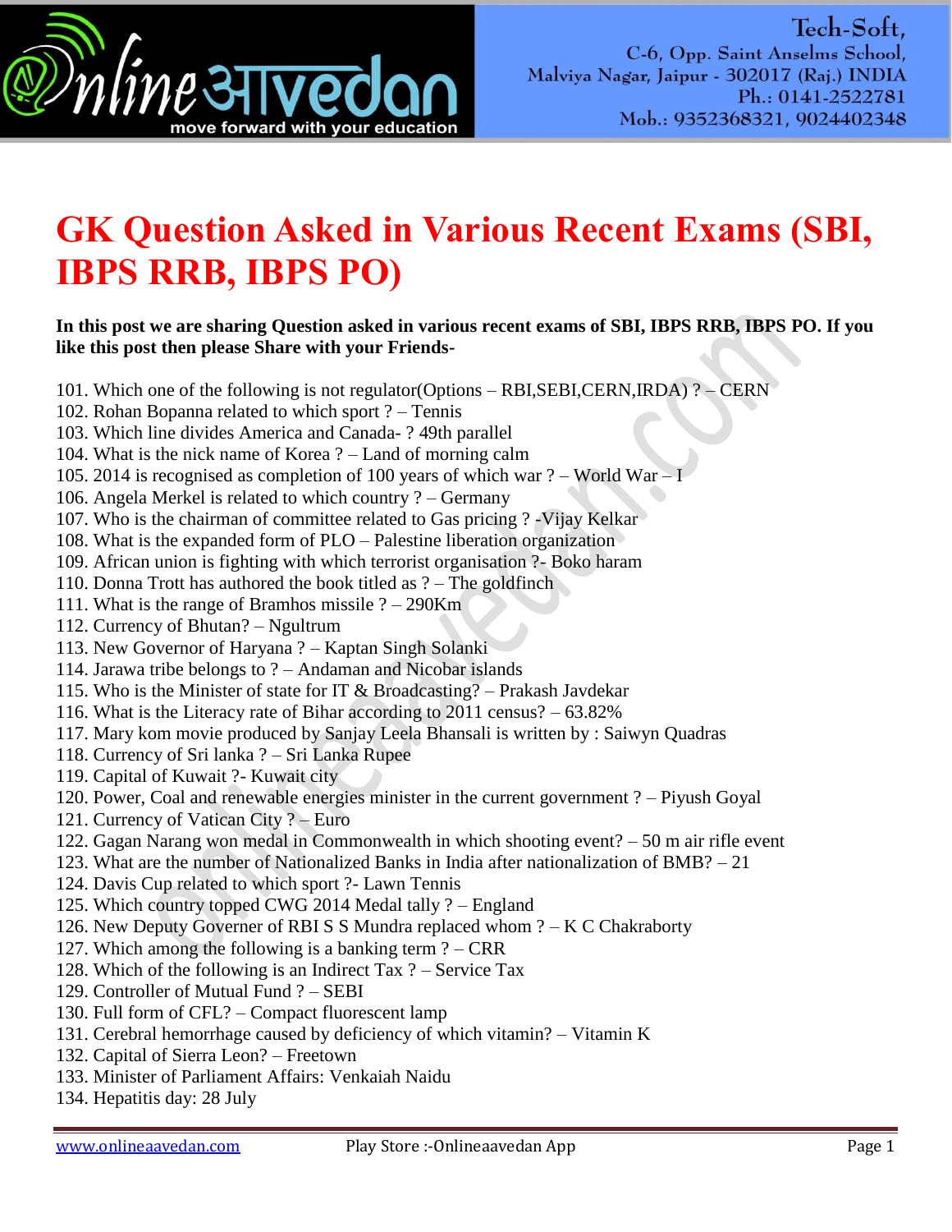# GK Question Asked in Various Recent Exams (SBI, IBPS RRB, IBPS PO)

**In this post we are sharing Question asked in various recent exams of SBI, IBPS RRB, IBPS PO. If you like this post then please Share with your Friends-**

101. Which one of the following is not regulator(Options – RBI,SEBI,CERN,IRDA) ? – CERN
102. Rohan Bopanna related to which sport ? – Tennis
103. Which line divides America and Canada- ? 49th parallel
104. What is the nick name of Korea ? – Land of morning calm
105. 2014 is recognised as completion of 100 years of which war ? – World War – I
106. Angela Merkel is related to which country ? – Germany
107. Who is the chairman of committee related to Gas pricing ? -Vijay Kelkar
108. What is the expanded form of PLO – Palestine liberation organization
109. African union is fighting with which terrorist organisation ?- Boko haram
110. Donna Trott has authored the book titled as ? – The goldfinch
111. What is the range of Bramhos missile ? – 290Km
112. Currency of Bhutan? – Ngultrum
113. New Governor of Haryana ? – Kaptan Singh Solanki
114. Jarawa tribe belongs to ? – Andaman and Nicobar islands
115. Who is the Minister of state for IT & Broadcasting? – Prakash Javdekar
116. What is the Literacy rate of Bihar according to 2011 census? – 63.82%
117. Mary kom movie produced by Sanjay Leela Bhansali is written by : Saiwyn Quadras
118. Currency of Sri lanka ? – Sri Lanka Rupee
119. Capital of Kuwait ?- Kuwait city
120. Power, Coal and renewable energies minister in the current government ? – Piyush Goyal
121. Currency of Vatican City ? – Euro
122. Gagan Narang won medal in Commonwealth in which shooting event? – 50 m air rifle event
123. What are the number of Nationalized Banks in India after nationalization of BMB? – 21
124. Davis Cup related to which sport ?- Lawn Tennis
125. Which country topped CWG 2014 Medal tally ? – England
126. New Deputy Governer of RBI S S Mundra replaced whom ? – K C Chakraborty
127. Which among the following is a banking term ? – CRR
128. Which of the following is an Indirect Tax ? – Service Tax
129. Controller of Mutual Fund ? – SEBI
130. Full form of CFL? – Compact fluorescent lamp
131. Cerebral hemorrhage caused by deficiency of which vitamin? – Vitamin K
132. Capital of Sierra Leon? – Freetown
133. Minister of Parliament Affairs: Venkaiah Naidu
134. Hepatitis day: 28 July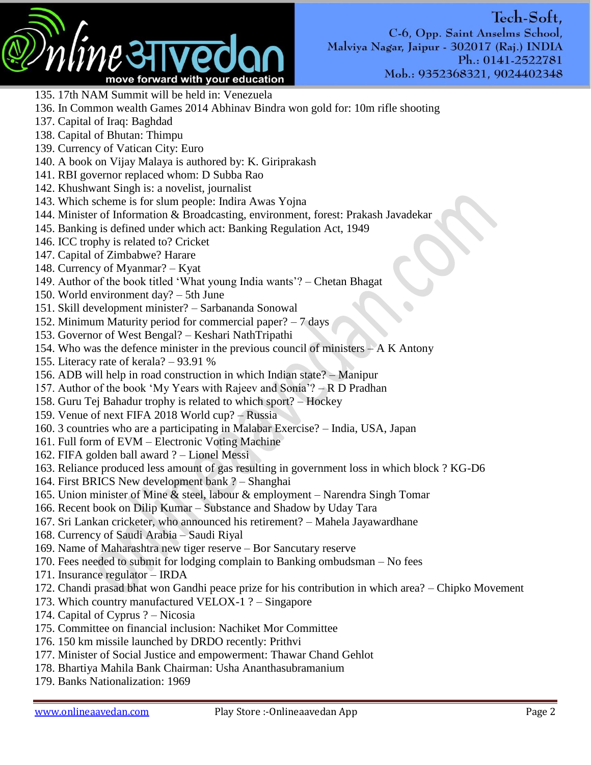135. 17th NAM Summit will be held in: Venezuela
136. In Common wealth Games 2014 Abhinav Bindra won gold for: 10m rifle shooting
137. Capital of Iraq: Baghdad
138. Capital of Bhutan: Thimpu
139. Currency of Vatican City: Euro
140. A book on Vijay Malaya is authored by: K. Giriprakash
141. RBI governor replaced whom: D Subba Rao
142. Khushwant Singh is: a novelist, journalist
143. Which scheme is for slum people: Indira Awas Yojna
144. Minister of Information & Broadcasting, environment, forest: Prakash Javadekar
145. Banking is defined under which act: Banking Regulation Act, 1949
146. ICC trophy is related to? Cricket
147. Capital of Zimbabwe? Harare
148. Currency of Myanmar? – Kyat
149. Author of the book titled 'What young India wants'? – Chetan Bhagat
150. World environment day? – 5th June
151. Skill development minister? – Sarbananda Sonowal
152. Minimum Maturity period for commercial paper? – 7 days
153. Governor of West Bengal? – Keshari NathTripathi
154. Who was the defence minister in the previous council of ministers – A K Antony
155. Literacy rate of kerala? – 93.91 %
156. ADB will help in road construction in which Indian state? – Manipur
157. Author of the book 'My Years with Rajeev and Sonia'? – R D Pradhan
158. Guru Tej Bahadur trophy is related to which sport? – Hockey
159. Venue of next FIFA 2018 World cup? – Russia
160. 3 countries who are a participating in Malabar Exercise? – India, USA, Japan
161. Full form of EVM – Electronic Voting Machine
162. FIFA golden ball award ? – Lionel Messi
163. Reliance produced less amount of gas resulting in government loss in which block ? KG-D6
164. First BRICS New development bank ? – Shanghai
165. Union minister of Mine & steel, labour & employment – Narendra Singh Tomar
166. Recent book on Dilip Kumar – Substance and Shadow by Uday Tara
167. Sri Lankan cricketer, who announced his retirement? – Mahela Jayawardhane
168. Currency of Saudi Arabia – Saudi Riyal
169. Name of Maharashtra new tiger reserve – Bor Sancutary reserve
170. Fees needed to submit for lodging complain to Banking ombudsman – No fees
171. Insurance regulator – IRDA
172. Chandi prasad bhat won Gandhi peace prize for his contribution in which area? – Chipko Movement
173. Which country manufactured VELOX-1 ? – Singapore
174. Capital of Cyprus ? – Nicosia
175. Committee on financial inclusion: Nachiket Mor Committee
176. 150 km missile launched by DRDO recently: Prithvi
177. Minister of Social Justice and empowerment: Thawar Chand Gehlot
178. Bhartiya Mahila Bank Chairman: Usha Ananthasubramanium
179. Banks Nationalization: 1969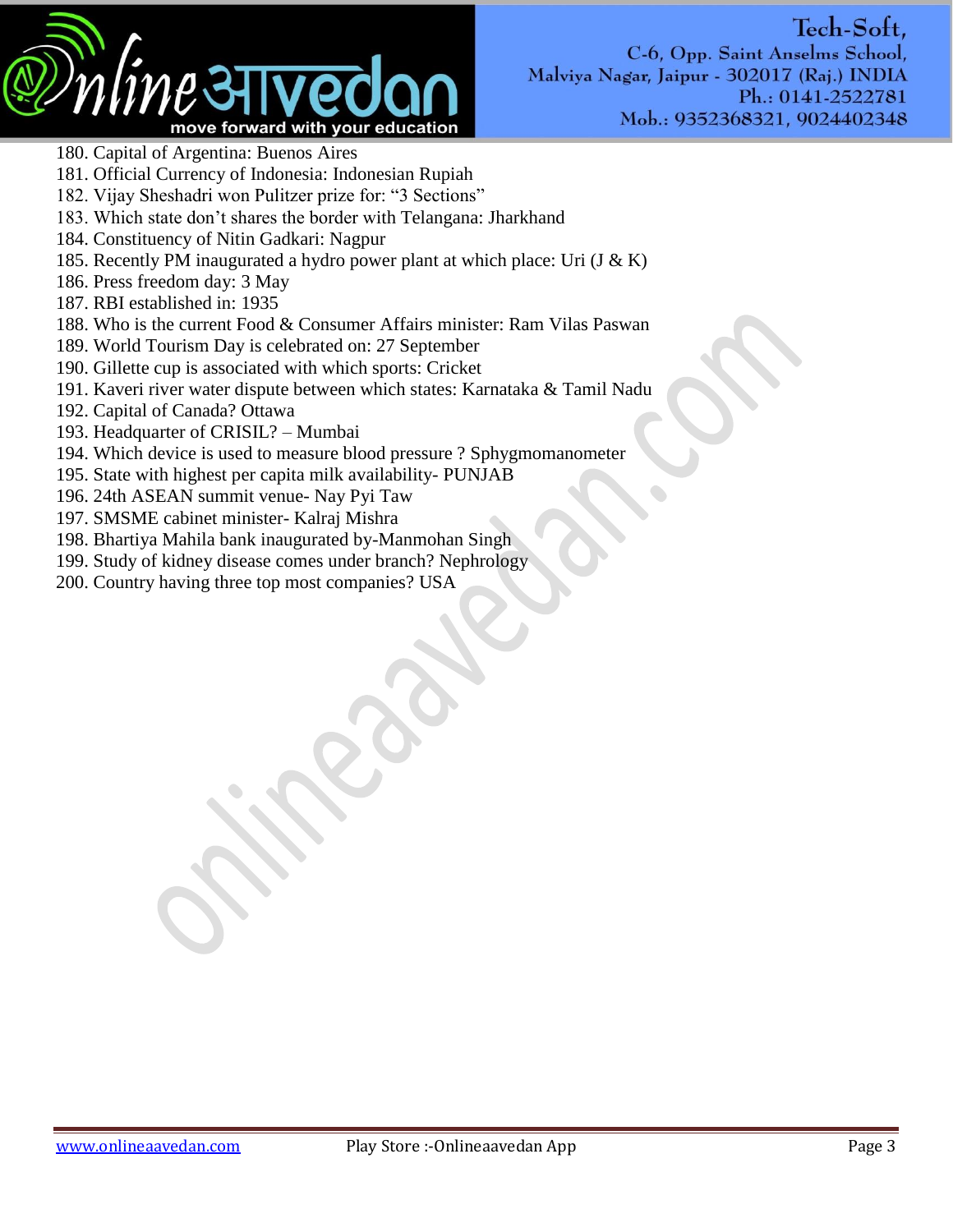180. Capital of Argentina: Buenos Aires
181. Official Currency of Indonesia: Indonesian Rupiah
182. Vijay Sheshadri won Pulitzer prize for: “3 Sections”
183. Which state don’t shares the border with Telangana: Jharkhand
184. Constituency of Nitin Gadkari: Nagpur
185. Recently PM inaugurated a hydro power plant at which place: Uri (J & K)
186. Press freedom day: 3 May
187. RBI established in: 1935
188. Who is the current Food & Consumer Affairs minister: Ram Vilas Paswan
189. World Tourism Day is celebrated on: 27 September
190. Gillette cup is associated with which sports: Cricket
191. Kaveri river water dispute between which states: Karnataka & Tamil Nadu
192. Capital of Canada? Ottawa
193. Headquarter of CRISIL? – Mumbai
194. Which device is used to measure blood pressure ? Sphygmomanometer
195. State with highest per capita milk availability- PUNJAB
196. 24th ASEAN summit venue- Nay Pyi Taw
197. SMSME cabinet minister- Kalraj Mishra
198. Bhartiya Mahila bank inaugurated by-Manmohan Singh
199. Study of kidney disease comes under branch? Nephrology
200. Country having three top most companies? USA